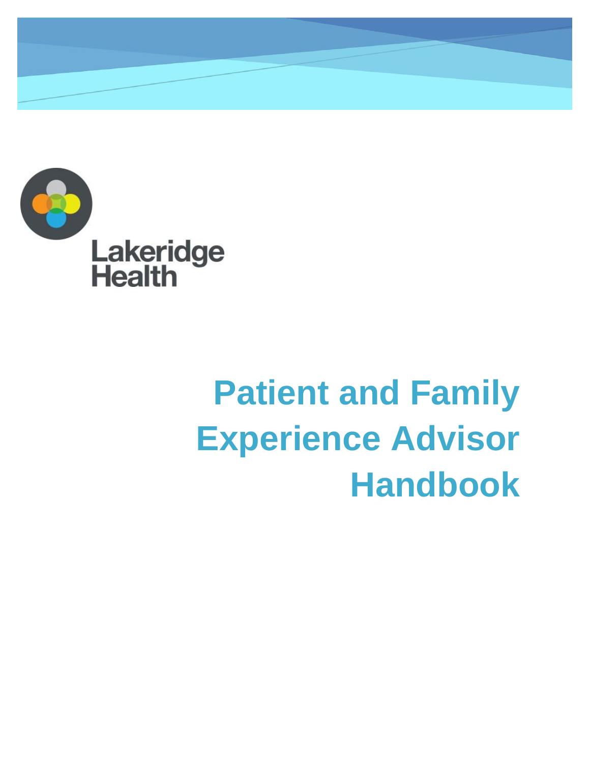Lakeridge Health

# Patient and Family Experience Advisor Handbook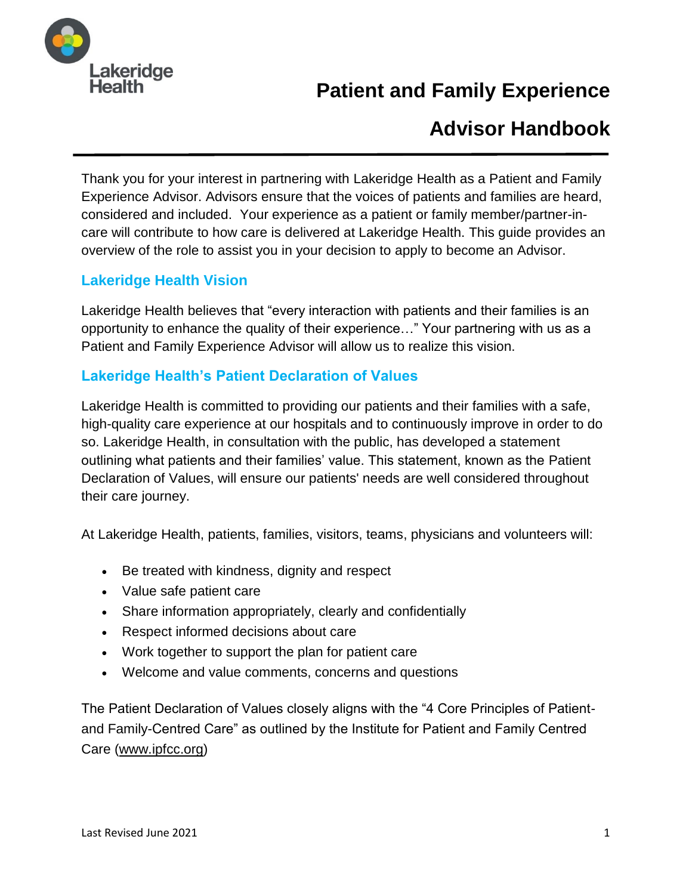Lakeridge Health

# Patient and Family Experience Advisor Handbook

Thank you for your interest in partnering with Lakeridge Health as a Patient and Family Experience Advisor. Advisors ensure that the voices of patients and families are heard, considered and included. Your experience as a patient or family member/partner-in-care will contribute to how care is delivered at Lakeridge Health. This guide provides an overview of the role to assist you in your decision to apply to become an Advisor.

## Lakeridge Health Vision

Lakeridge Health believes that "every interaction with patients and their families is an opportunity to enhance the quality of their experience…" Your partnering with us as a Patient and Family Experience Advisor will allow us to realize this vision.

## Lakeridge Health's Patient Declaration of Values

Lakeridge Health is committed to providing our patients and their families with a safe, high-quality care experience at our hospitals and to continuously improve in order to do so. Lakeridge Health, in consultation with the public, has developed a statement outlining what patients and their families' value. This statement, known as the Patient Declaration of Values, will ensure our patients' needs are well considered throughout their care journey.

At Lakeridge Health, patients, families, visitors, teams, physicians and volunteers will:

- Be treated with kindness, dignity and respect
- Value safe patient care
- Share information appropriately, clearly and confidentially
- Respect informed decisions about care
- Work together to support the plan for patient care
- Welcome and value comments, concerns and questions

The Patient Declaration of Values closely aligns with the "4 Core Principles of Patient- and Family-Centred Care" as outlined by the Institute for Patient and Family Centred Care (www.ipfcc.org)

Last Revised June 2021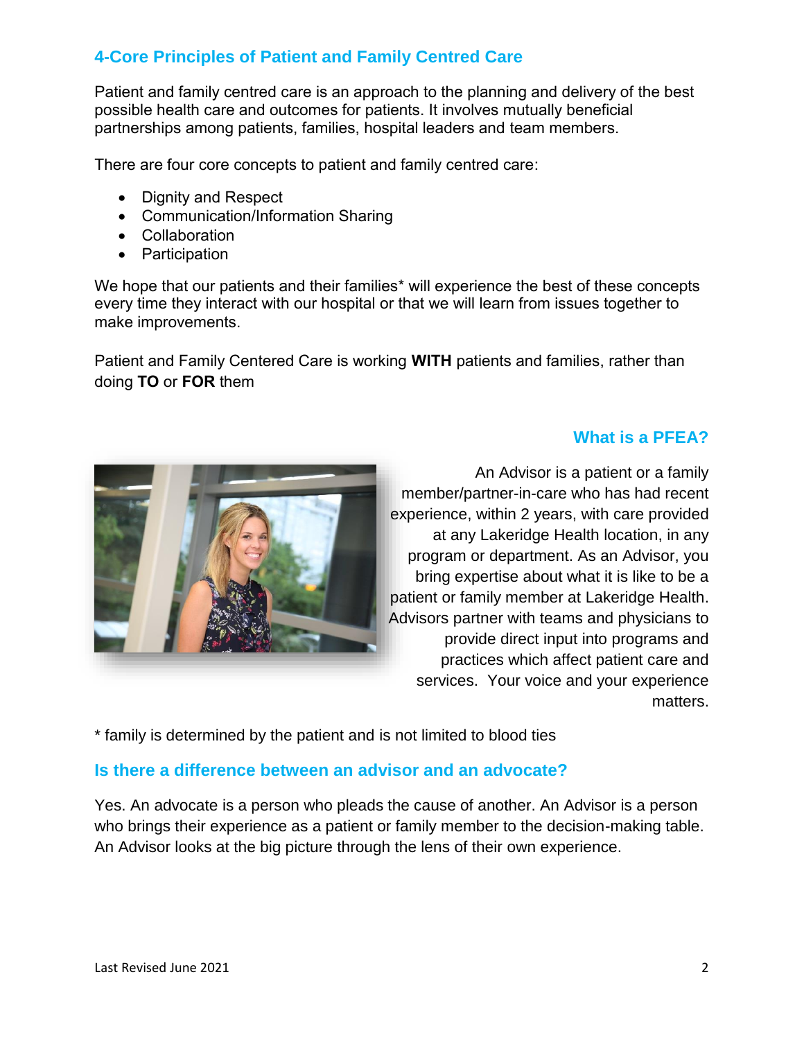## 4-Core Principles of Patient and Family Centred Care

Patient and family centred care is an approach to the planning and delivery of the best possible health care and outcomes for patients. It involves mutually beneficial partnerships among patients, families, hospital leaders and team members.

There are four core concepts to patient and family centred care:

- Dignity and Respect
- Communication/Information Sharing
- Collaboration
- Participation

We hope that our patients and their families* will experience the best of these concepts every time they interact with our hospital or that we will learn from issues together to make improvements.

Patient and Family Centered Care is working **WITH** patients and families, rather than doing **TO** or **FOR** them

## What is a PFEA?

An Advisor is a patient or a family member/partner-in-care who has had recent experience, within 2 years, with care provided at any Lakeridge Health location, in any program or department. As an Advisor, you bring expertise about what it is like to be a patient or family member at Lakeridge Health. Advisors partner with teams and physicians to provide direct input into programs and practices which affect patient care and services. Your voice and your experience matters.

* family is determined by the patient and is not limited to blood ties

## Is there a difference between an advisor and an advocate?

Yes. An advocate is a person who pleads the cause of another. An Advisor is a person who brings their experience as a patient or family member to the decision-making table. An Advisor looks at the big picture through the lens of their own experience.

Last Revised June 2021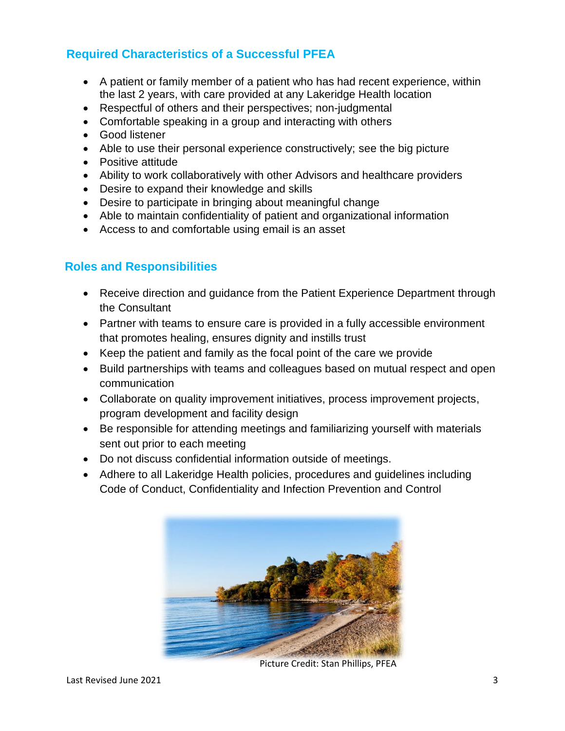## Required Characteristics of a Successful PFEA

- A patient or family member of a patient who has had recent experience, within the last 2 years, with care provided at any Lakeridge Health location
- Respectful of others and their perspectives; non-judgmental
- Comfortable speaking in a group and interacting with others
- Good listener
- Able to use their personal experience constructively; see the big picture
- Positive attitude
- Ability to work collaboratively with other Advisors and healthcare providers
- Desire to expand their knowledge and skills
- Desire to participate in bringing about meaningful change
- Able to maintain confidentiality of patient and organizational information
- Access to and comfortable using email is an asset

## Roles and Responsibilities

- Receive direction and guidance from the Patient Experience Department through the Consultant
- Partner with teams to ensure care is provided in a fully accessible environment that promotes healing, ensures dignity and instills trust
- Keep the patient and family as the focal point of the care we provide
- Build partnerships with teams and colleagues based on mutual respect and open communication
- Collaborate on quality improvement initiatives, process improvement projects, program development and facility design
- Be responsible for attending meetings and familiarizing yourself with materials sent out prior to each meeting
- Do not discuss confidential information outside of meetings.
- Adhere to all Lakeridge Health policies, procedures and guidelines including Code of Conduct, Confidentiality and Infection Prevention and Control

Picture Credit: Stan Phillips, PFEA

Last Revised June 2021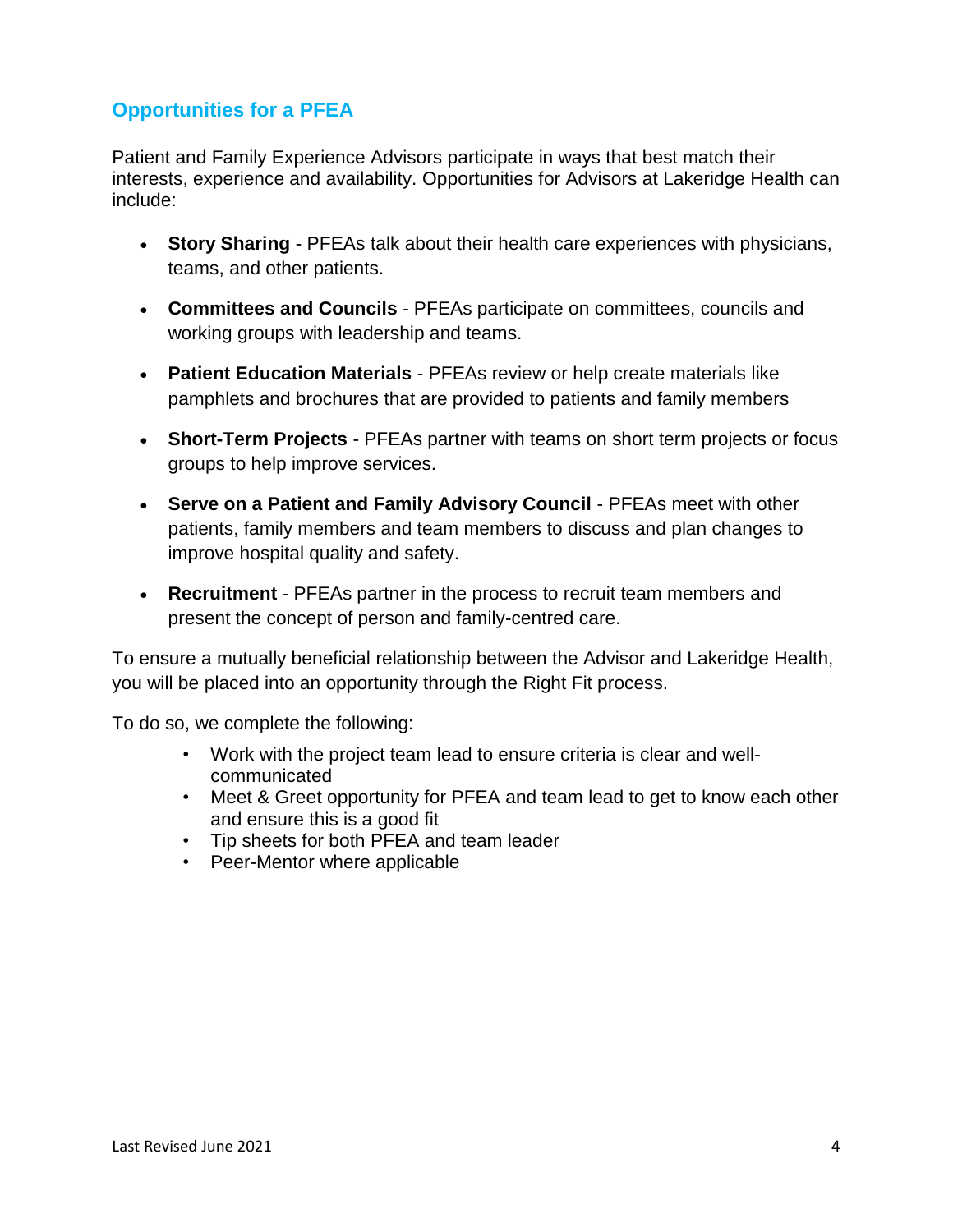## Opportunities for a PFEA

Patient and Family Experience Advisors participate in ways that best match their interests, experience and availability. Opportunities for Advisors at Lakeridge Health can include:

- **Story Sharing** - PFEAs talk about their health care experiences with physicians, teams, and other patients.
- **Committees and Councils** - PFEAs participate on committees, councils and working groups with leadership and teams.
- **Patient Education Materials** - PFEAs review or help create materials like pamphlets and brochures that are provided to patients and family members
- **Short-Term Projects** - PFEAs partner with teams on short term projects or focus groups to help improve services.
- **Serve on a Patient and Family Advisory Council** - PFEAs meet with other patients, family members and team members to discuss and plan changes to improve hospital quality and safety.
- **Recruitment** - PFEAs partner in the process to recruit team members and present the concept of person and family-centred care.

To ensure a mutually beneficial relationship between the Advisor and Lakeridge Health, you will be placed into an opportunity through the Right Fit process.

To do so, we complete the following:

- Work with the project team lead to ensure criteria is clear and well-communicated
- Meet & Greet opportunity for PFEA and team lead to get to know each other and ensure this is a good fit
- Tip sheets for both PFEA and team leader
- Peer-Mentor where applicable

Last Revised June 2021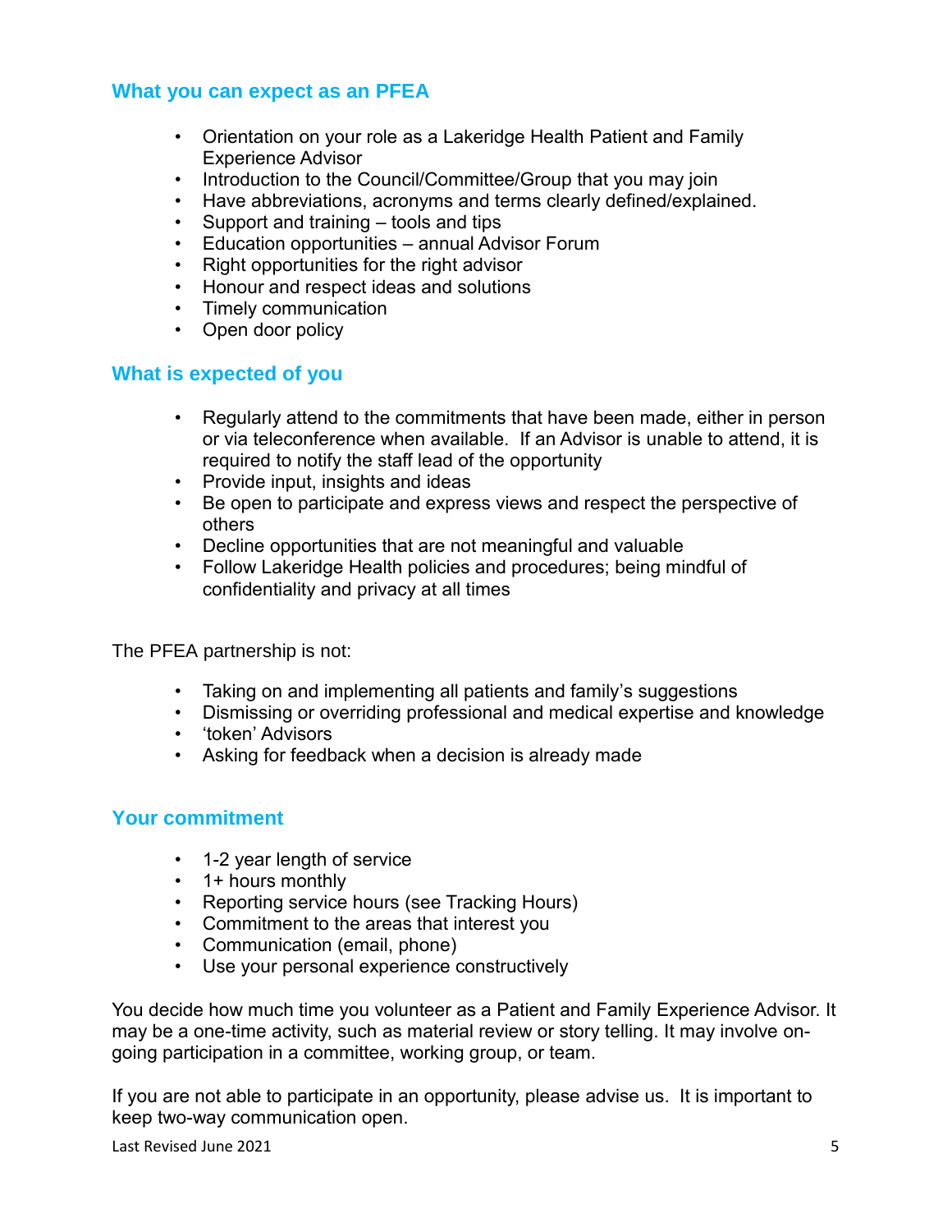## What you can expect as an PFEA

- Orientation on your role as a Lakeridge Health Patient and Family Experience Advisor
- Introduction to the Council/Committee/Group that you may join
- Have abbreviations, acronyms and terms clearly defined/explained.
- Support and training – tools and tips
- Education opportunities – annual Advisor Forum
- Right opportunities for the right advisor
- Honour and respect ideas and solutions
- Timely communication
- Open door policy

## What is expected of you

- Regularly attend to the commitments that have been made, either in person or via teleconference when available. If an Advisor is unable to attend, it is required to notify the staff lead of the opportunity
- Provide input, insights and ideas
- Be open to participate and express views and respect the perspective of others
- Decline opportunities that are not meaningful and valuable
- Follow Lakeridge Health policies and procedures; being mindful of confidentiality and privacy at all times

The PFEA partnership is not:

- Taking on and implementing all patients and family's suggestions
- Dismissing or overriding professional and medical expertise and knowledge
- 'token' Advisors
- Asking for feedback when a decision is already made

## Your commitment

- 1-2 year length of service
- 1+ hours monthly
- Reporting service hours (see Tracking Hours)
- Commitment to the areas that interest you
- Communication (email, phone)
- Use your personal experience constructively

You decide how much time you volunteer as a Patient and Family Experience Advisor. It may be a one-time activity, such as material review or story telling. It may involve on-going participation in a committee, working group, or team.

If you are not able to participate in an opportunity, please advise us. It is important to keep two-way communication open.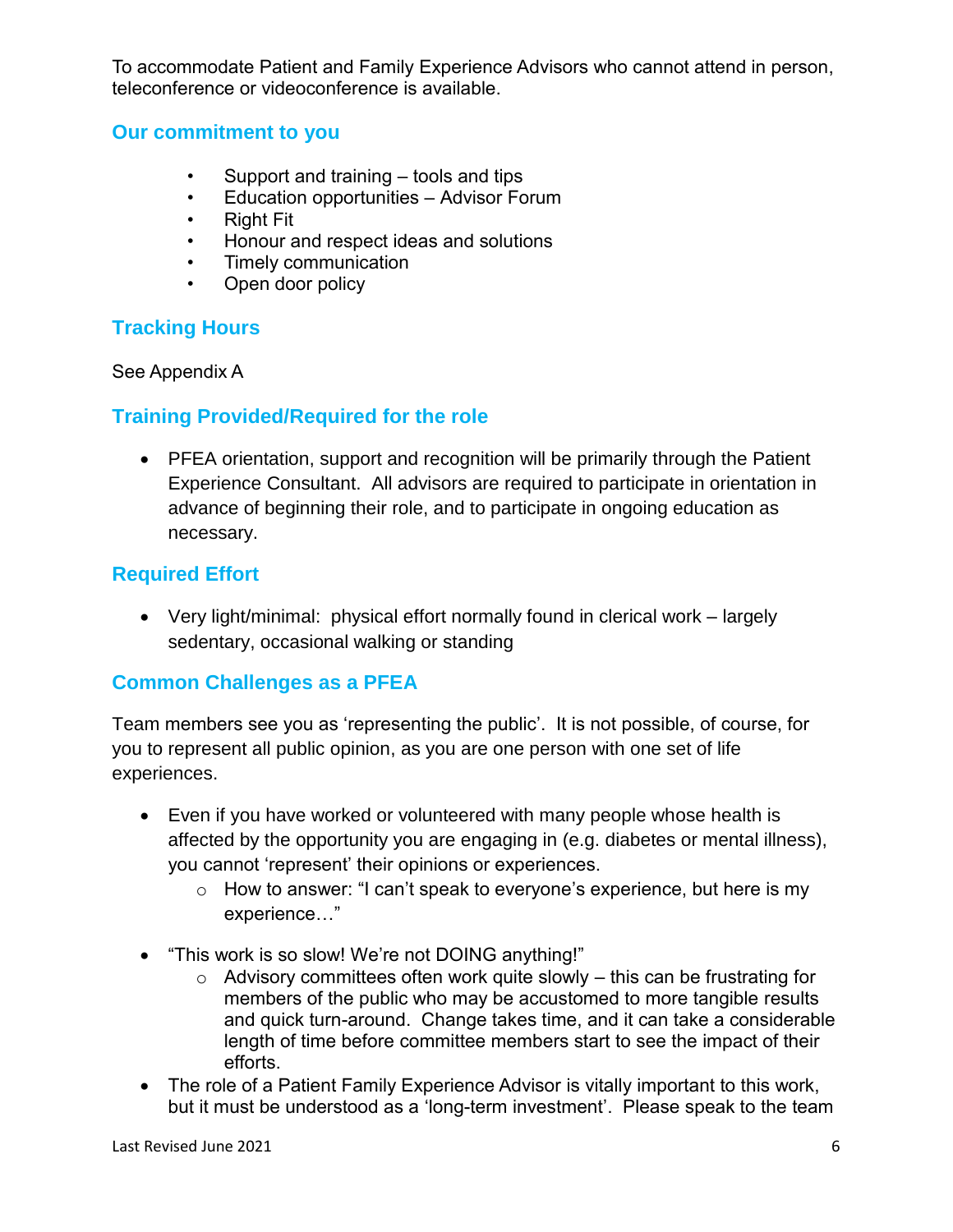To accommodate Patient and Family Experience Advisors who cannot attend in person, teleconference or videoconference is available.

## Our commitment to you

- Support and training – tools and tips
- Education opportunities – Advisor Forum
- Right Fit
- Honour and respect ideas and solutions
- Timely communication
- Open door policy

## Tracking Hours

See Appendix A

## Training Provided/Required for the role

- PFEA orientation, support and recognition will be primarily through the Patient Experience Consultant. All advisors are required to participate in orientation in advance of beginning their role, and to participate in ongoing education as necessary.

## Required Effort

- Very light/minimal: physical effort normally found in clerical work – largely sedentary, occasional walking or standing

## Common Challenges as a PFEA

Team members see you as 'representing the public'. It is not possible, of course, for you to represent all public opinion, as you are one person with one set of life experiences.

- Even if you have worked or volunteered with many people whose health is affected by the opportunity you are engaging in (e.g. diabetes or mental illness), you cannot 'represent' their opinions or experiences.
  - How to answer: "I can't speak to everyone's experience, but here is my experience…"
- "This work is so slow! We're not DOING anything!"
  - Advisory committees often work quite slowly – this can be frustrating for members of the public who may be accustomed to more tangible results and quick turn-around. Change takes time, and it can take a considerable length of time before committee members start to see the impact of their efforts.
- The role of a Patient Family Experience Advisor is vitally important to this work, but it must be understood as a 'long-term investment'. Please speak to the team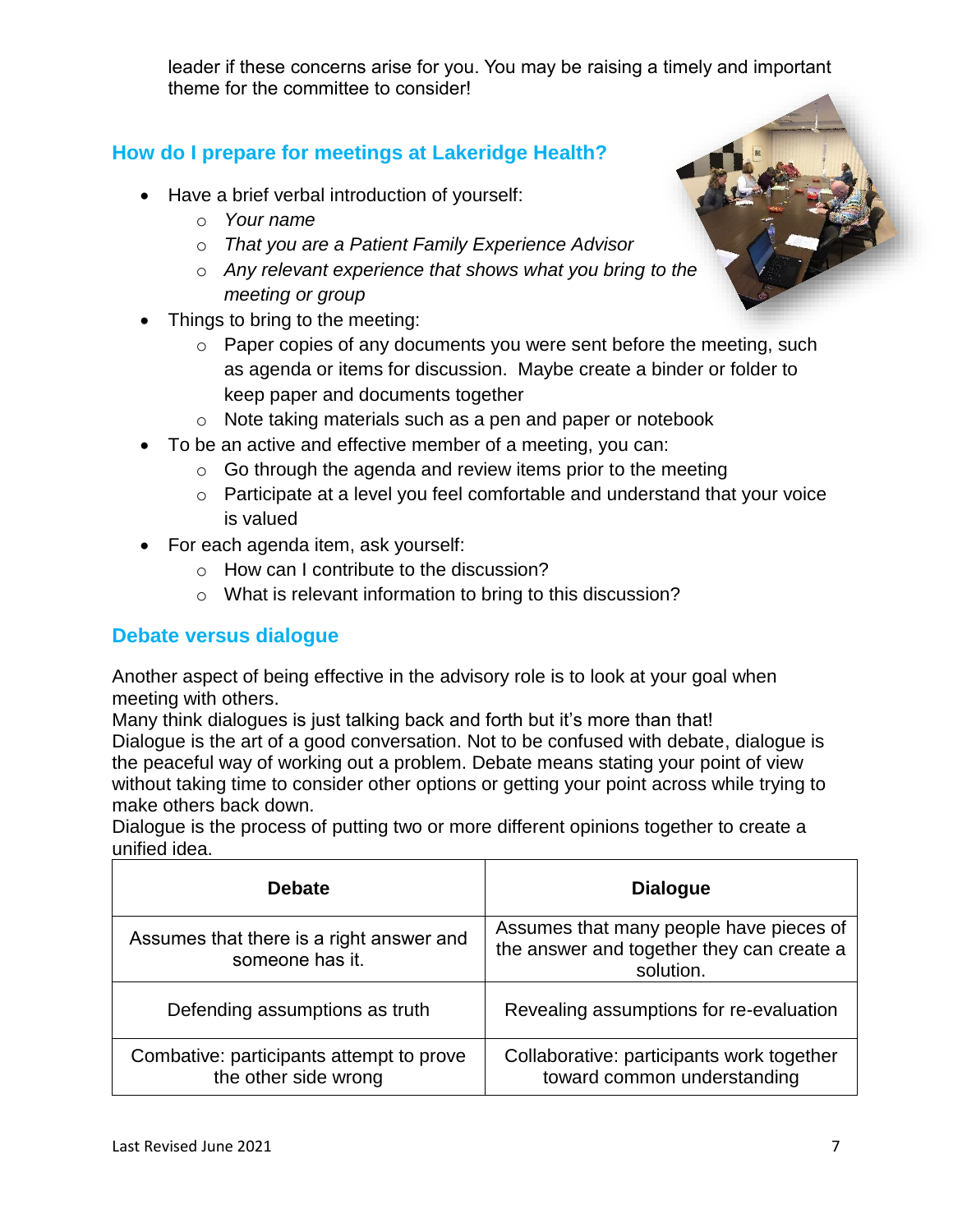leader if these concerns arise for you. You may be raising a timely and important theme for the committee to consider!

## How do I prepare for meetings at Lakeridge Health?

- Have a brief verbal introduction of yourself:
  - *Your name*
  - *That you are a Patient Family Experience Advisor*
  - *Any relevant experience that shows what you bring to the meeting or group*
- Things to bring to the meeting:
  - Paper copies of any documents you were sent before the meeting, such as agenda or items for discussion. Maybe create a binder or folder to keep paper and documents together
  - Note taking materials such as a pen and paper or notebook
- To be an active and effective member of a meeting, you can:
  - Go through the agenda and review items prior to the meeting
  - Participate at a level you feel comfortable and understand that your voice is valued
- For each agenda item, ask yourself:
  - How can I contribute to the discussion?
  - What is relevant information to bring to this discussion?

## Debate versus dialogue

Another aspect of being effective in the advisory role is to look at your goal when meeting with others.
Many think dialogues is just talking back and forth but it's more than that!
Dialogue is the art of a good conversation. Not to be confused with debate, dialogue is the peaceful way of working out a problem. Debate means stating your point of view without taking time to consider other options or getting your point across while trying to make others back down.
Dialogue is the process of putting two or more different opinions together to create a unified idea.

| Debate | Dialogue |
|---|---|
| Assumes that there is a right answer and someone has it. | Assumes that many people have pieces of the answer and together they can create a solution. |
| Defending assumptions as truth | Revealing assumptions for re-evaluation |
| Combative: participants attempt to prove the other side wrong | Collaborative: participants work together toward common understanding |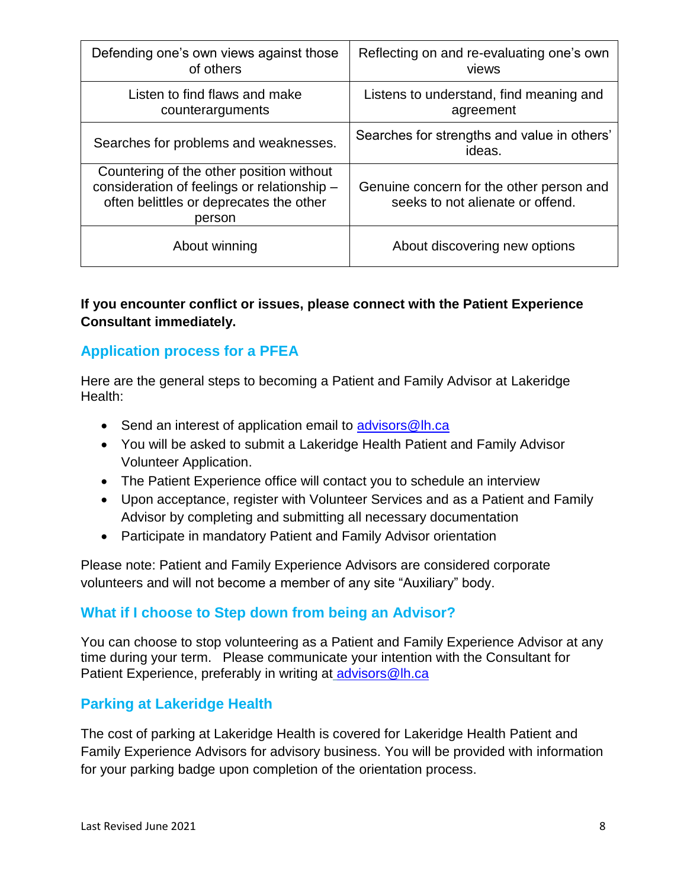| | |
|---|---|
| Defending one's own views against those of others | Reflecting on and re-evaluating one's own views |
| Listen to find flaws and make counterarguments | Listens to understand, find meaning and agreement |
| Searches for problems and weaknesses. | Searches for strengths and value in others' ideas. |
| Countering of the other position without consideration of feelings or relationship – often belittles or deprecates the other person | Genuine concern for the other person and seeks to not alienate or offend. |
| About winning | About discovering new options |

**If you encounter conflict or issues, please connect with the Patient Experience Consultant immediately.**

## Application process for a PFEA

Here are the general steps to becoming a Patient and Family Advisor at Lakeridge Health:

- Send an interest of application email to advisors@lh.ca
- You will be asked to submit a Lakeridge Health Patient and Family Advisor Volunteer Application.
- The Patient Experience office will contact you to schedule an interview
- Upon acceptance, register with Volunteer Services and as a Patient and Family Advisor by completing and submitting all necessary documentation
- Participate in mandatory Patient and Family Advisor orientation

Please note: Patient and Family Experience Advisors are considered corporate volunteers and will not become a member of any site "Auxiliary" body.

## What if I choose to Step down from being an Advisor?

You can choose to stop volunteering as a Patient and Family Experience Advisor at any time during your term. Please communicate your intention with the Consultant for Patient Experience, preferably in writing at advisors@lh.ca

## Parking at Lakeridge Health

The cost of parking at Lakeridge Health is covered for Lakeridge Health Patient and Family Experience Advisors for advisory business. You will be provided with information for your parking badge upon completion of the orientation process.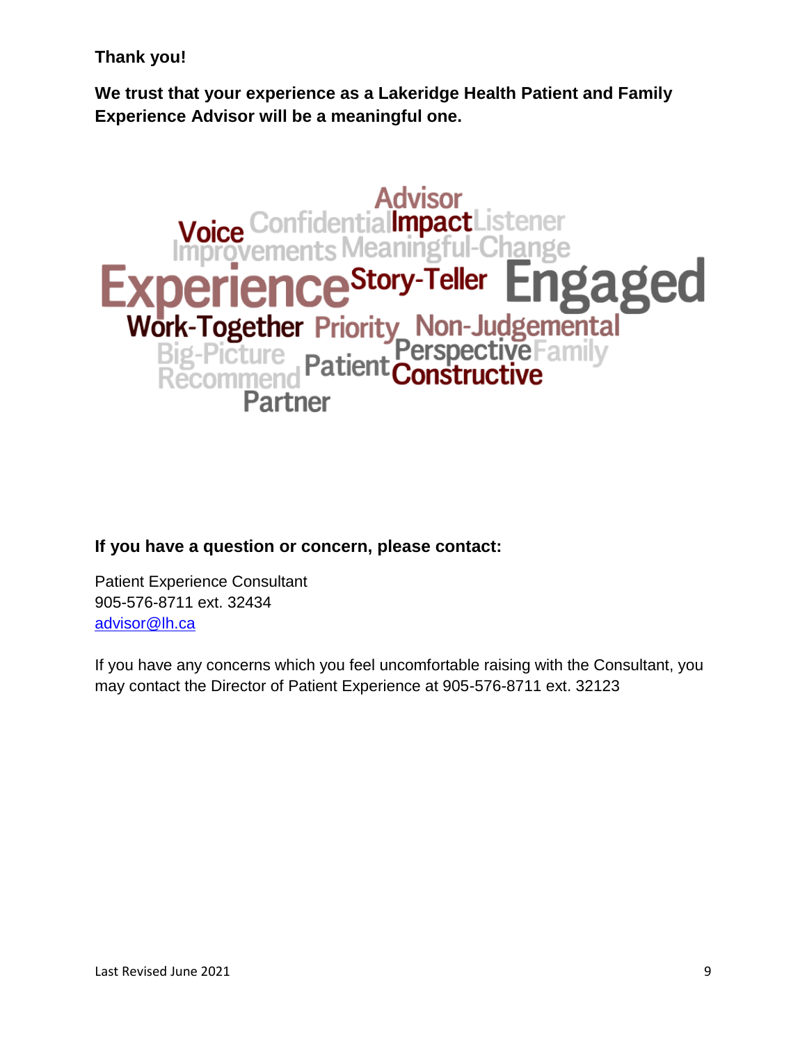**Thank you!**

**We trust that your experience as a Lakeridge Health Patient and Family Experience Advisor will be a meaningful one.**

Advisor Voice Confidential Impact Listener Improvements Meaningful-Change Experience Story-Teller Engaged Work-Together Priority Non-Judgemental Big-Picture Patient Perspective Family Recommend Constructive Partner

**If you have a question or concern, please contact:**

Patient Experience Consultant
905-576-8711 ext. 32434
advisor@lh.ca

If you have any concerns which you feel uncomfortable raising with the Consultant, you may contact the Director of Patient Experience at 905-576-8711 ext. 32123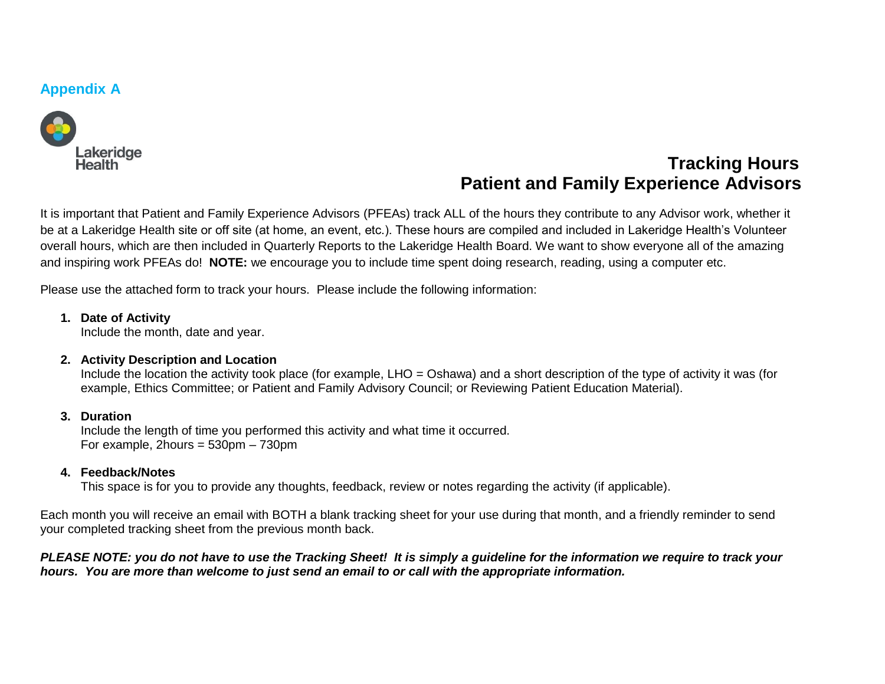## Appendix A

Lakeridge Health

# Tracking Hours
# Patient and Family Experience Advisors

It is important that Patient and Family Experience Advisors (PFEAs) track ALL of the hours they contribute to any Advisor work, whether it be at a Lakeridge Health site or off site (at home, an event, etc.). These hours are compiled and included in Lakeridge Health's Volunteer overall hours, which are then included in Quarterly Reports to the Lakeridge Health Board. We want to show everyone all of the amazing and inspiring work PFEAs do! **NOTE:** we encourage you to include time spent doing research, reading, using a computer etc.

Please use the attached form to track your hours. Please include the following information:

1. **Date of Activity**
   Include the month, date and year.

2. **Activity Description and Location**
   Include the location the activity took place (for example, LHO = Oshawa) and a short description of the type of activity it was (for example, Ethics Committee; or Patient and Family Advisory Council; or Reviewing Patient Education Material).

3. **Duration**
   Include the length of time you performed this activity and what time it occurred.
   For example, 2hours = 530pm – 730pm

4. **Feedback/Notes**
   This space is for you to provide any thoughts, feedback, review or notes regarding the activity (if applicable).

Each month you will receive an email with BOTH a blank tracking sheet for your use during that month, and a friendly reminder to send your completed tracking sheet from the previous month back.

***PLEASE NOTE: you do not have to use the Tracking Sheet! It is simply a guideline for the information we require to track your hours. You are more than welcome to just send an email to or call with the appropriate information.***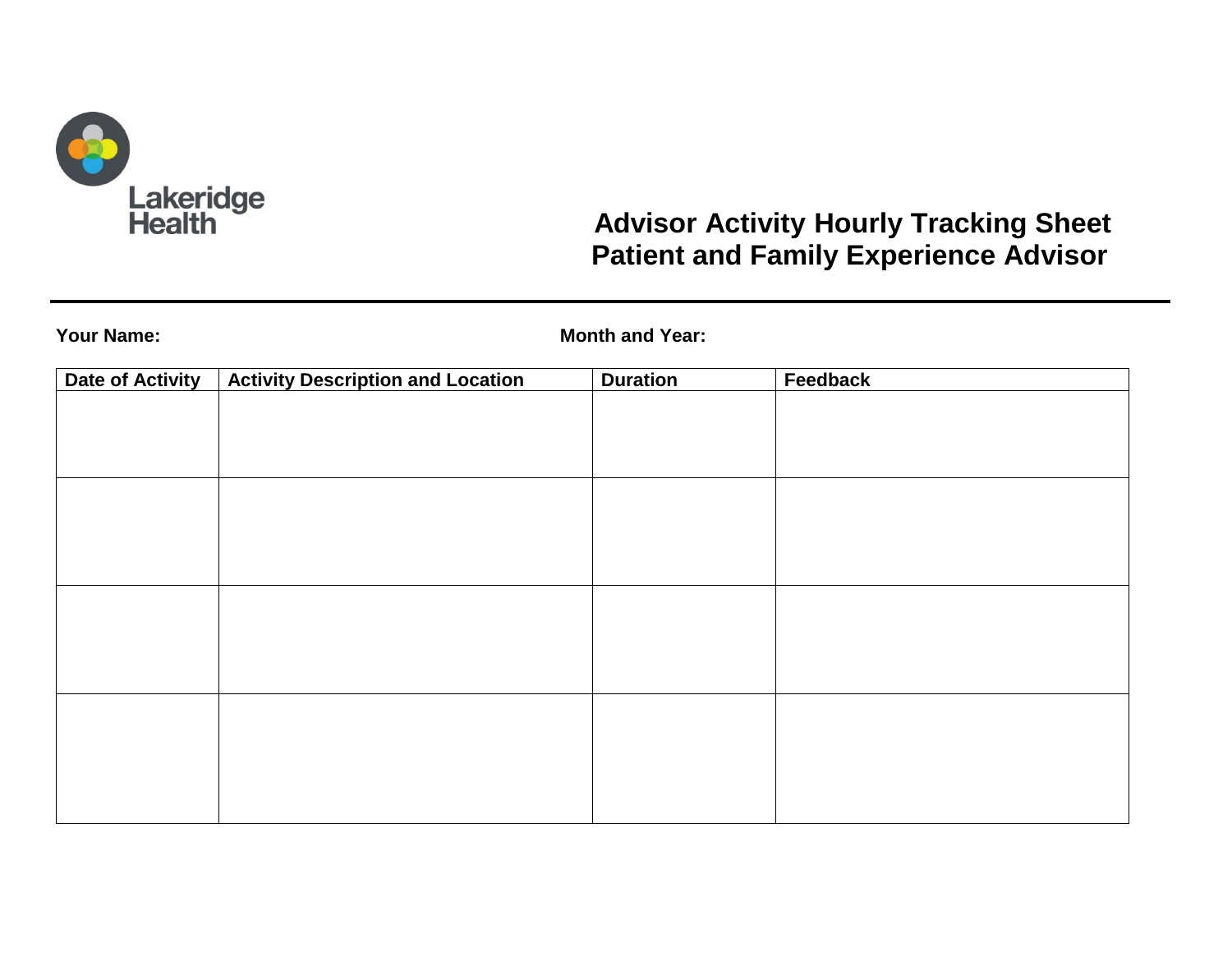Lakeridge Health

# Advisor Activity Hourly Tracking Sheet
# Patient and Family Experience Advisor

**Your Name:** **Month and Year:**

| Date of Activity | Activity Description and Location | Duration | Feedback |
|---|---|---|---|
| | | | |
| | | | |
| | | | |
| | | | |